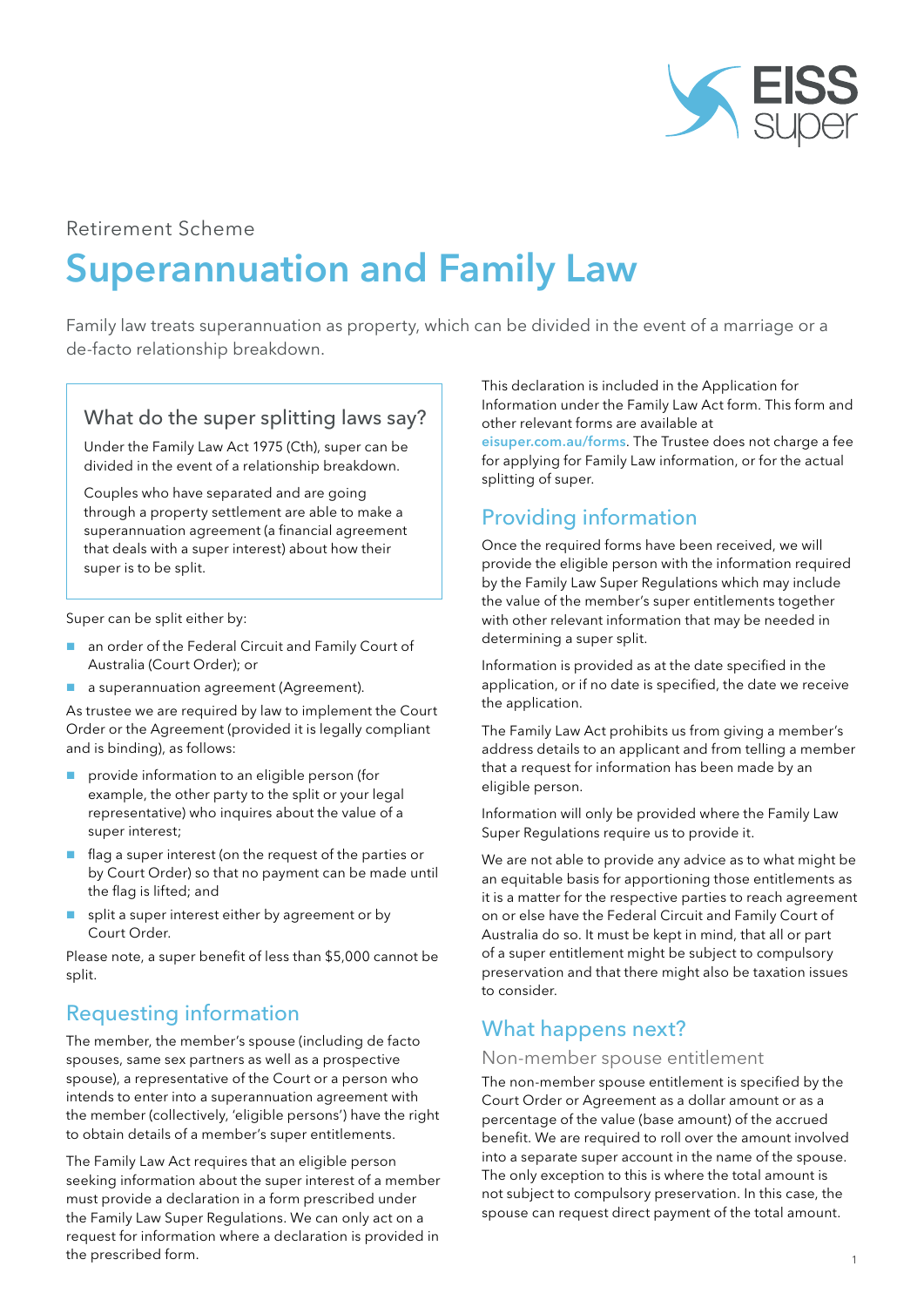Retirement Scheme

# Superannuation and Family Law

Family law treats superannuation as property, which can be divided in the event of a marriage or a de-facto relationship breakdown.

### What do the super splitting laws say?

Under the Family Law Act 1975 (Cth), super can be divided in the event of a relationship breakdown.

Couples who have separated and are going through a property settlement are able to make a superannuation agreement (a financial agreement that deals with a super interest) about how their super is to be split.

Super can be split either by:

- an order of the Federal Circuit and Family Court of Australia (Court Order); or
- a superannuation agreement (Agreement).

As trustee we are required by law to implement the Court Order or the Agreement (provided it is legally compliant and is binding), as follows:

- provide information to an eligible person (for example, the other party to the split or your legal representative) who inquires about the value of a super interest;
- flag a super interest (on the request of the parties or by Court Order) so that no payment can be made until the flag is lifted; and
- split a super interest either by agreement or by Court Order.

Please note, a super benefit of less than $5,000 cannot be split.

## Requesting information

The member, the member's spouse (including de facto spouses, same sex partners as well as a prospective spouse), a representative of the Court or a person who intends to enter into a superannuation agreement with the member (collectively, 'eligible persons') have the right to obtain details of a member's super entitlements.

The Family Law Act requires that an eligible person seeking information about the super interest of a member must provide a declaration in a form prescribed under the Family Law Super Regulations. We can only act on a request for information where a declaration is provided in the prescribed form.

This declaration is included in the Application for Information under the Family Law Act form. This form and other relevant forms are available at **eisuper.com.au/forms**. The Trustee does not charge a fee for applying for Family Law information, or for the actual splitting of super.

## Providing information

Once the required forms have been received, we will provide the eligible person with the information required by the Family Law Super Regulations which may include the value of the member's super entitlements together with other relevant information that may be needed in determining a super split.

Information is provided as at the date specified in the application, or if no date is specified, the date we receive the application.

The Family Law Act prohibits us from giving a member's address details to an applicant and from telling a member that a request for information has been made by an eligible person.

Information will only be provided where the Family Law Super Regulations require us to provide it.

We are not able to provide any advice as to what might be an equitable basis for apportioning those entitlements as it is a matter for the respective parties to reach agreement on or else have the Federal Circuit and Family Court of Australia do so. It must be kept in mind, that all or part of a super entitlement might be subject to compulsory preservation and that there might also be taxation issues to consider.

## What happens next?

### Non-member spouse entitlement

The non-member spouse entitlement is specified by the Court Order or Agreement as a dollar amount or as a percentage of the value (base amount) of the accrued benefit. We are required to roll over the amount involved into a separate super account in the name of the spouse. The only exception to this is where the total amount is not subject to compulsory preservation. In this case, the spouse can request direct payment of the total amount.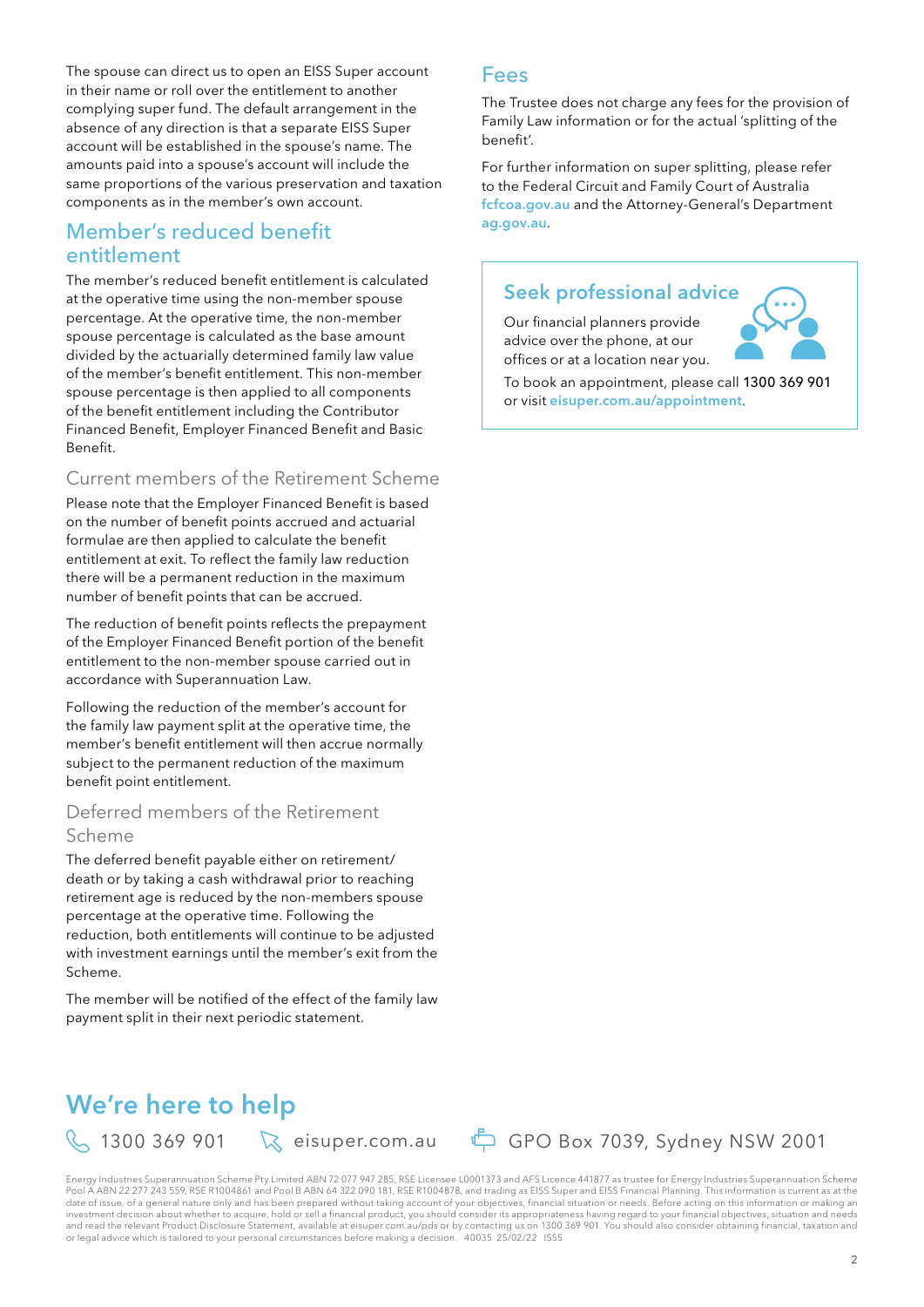The spouse can direct us to open an EISS Super account in their name or roll over the entitlement to another complying super fund. The default arrangement in the absence of any direction is that a separate EISS Super account will be established in the spouse's name. The amounts paid into a spouse's account will include the same proportions of the various preservation and taxation components as in the member's own account.

## Member's reduced benefit entitlement

The member's reduced benefit entitlement is calculated at the operative time using the non-member spouse percentage. At the operative time, the non-member spouse percentage is calculated as the base amount divided by the actuarially determined family law value of the member's benefit entitlement. This non-member spouse percentage is then applied to all components of the benefit entitlement including the Contributor Financed Benefit, Employer Financed Benefit and Basic Benefit.

### Current members of the Retirement Scheme

Please note that the Employer Financed Benefit is based on the number of benefit points accrued and actuarial formulae are then applied to calculate the benefit entitlement at exit. To reflect the family law reduction there will be a permanent reduction in the maximum number of benefit points that can be accrued.

The reduction of benefit points reflects the prepayment of the Employer Financed Benefit portion of the benefit entitlement to the non-member spouse carried out in accordance with Superannuation Law.

Following the reduction of the member's account for the family law payment split at the operative time, the member's benefit entitlement will then accrue normally subject to the permanent reduction of the maximum benefit point entitlement.

### Deferred members of the Retirement Scheme

The deferred benefit payable either on retirement/death or by taking a cash withdrawal prior to reaching retirement age is reduced by the non-members spouse percentage at the operative time. Following the reduction, both entitlements will continue to be adjusted with investment earnings until the member's exit from the Scheme.

The member will be notified of the effect of the family law payment split in their next periodic statement.

## Fees

The Trustee does not charge any fees for the provision of Family Law information or for the actual 'splitting of the benefit'.

For further information on super splitting, please refer to the Federal Circuit and Family Court of Australia fcfcoa.gov.au and the Attorney-General's Department ag.gov.au.

## Seek professional advice

Our financial planners provide advice over the phone, at our offices or at a location near you.

To book an appointment, please call **1300 369 901** or visit eisuper.com.au/appointment.

## We're here to help

1300 369 901 | eisuper.com.au | GPO Box 7039, Sydney NSW 2001

Energy Industries Superannuation Scheme Pty Limited ABN 72 077 947 285, RSE Licensee L0001373 and AFS Licence 441877 as trustee for Energy Industries Superannuation Scheme Pool A ABN 22 277 243 559, RSE R1004861 and Pool B ABN 64 322 090 181, RSE R1004878, and trading as EISS Super and EISS Financial Planning. This information is current as at the date of issue, of a general nature only and has been prepared without taking account of your objectives, financial situation or needs. Before acting on this information or making an investment decision about whether to acquire, hold or sell a financial product, you should consider its appropriateness having regard to your financial objectives, situation and needs and read the relevant Product Disclosure Statement, available at eisuper.com.au/pds or by contacting us on 1300 369 901. You should also consider obtaining financial, taxation and or legal advice which is tailored to your personal circumstances before making a decision. 40035 25/02/22 ISS5